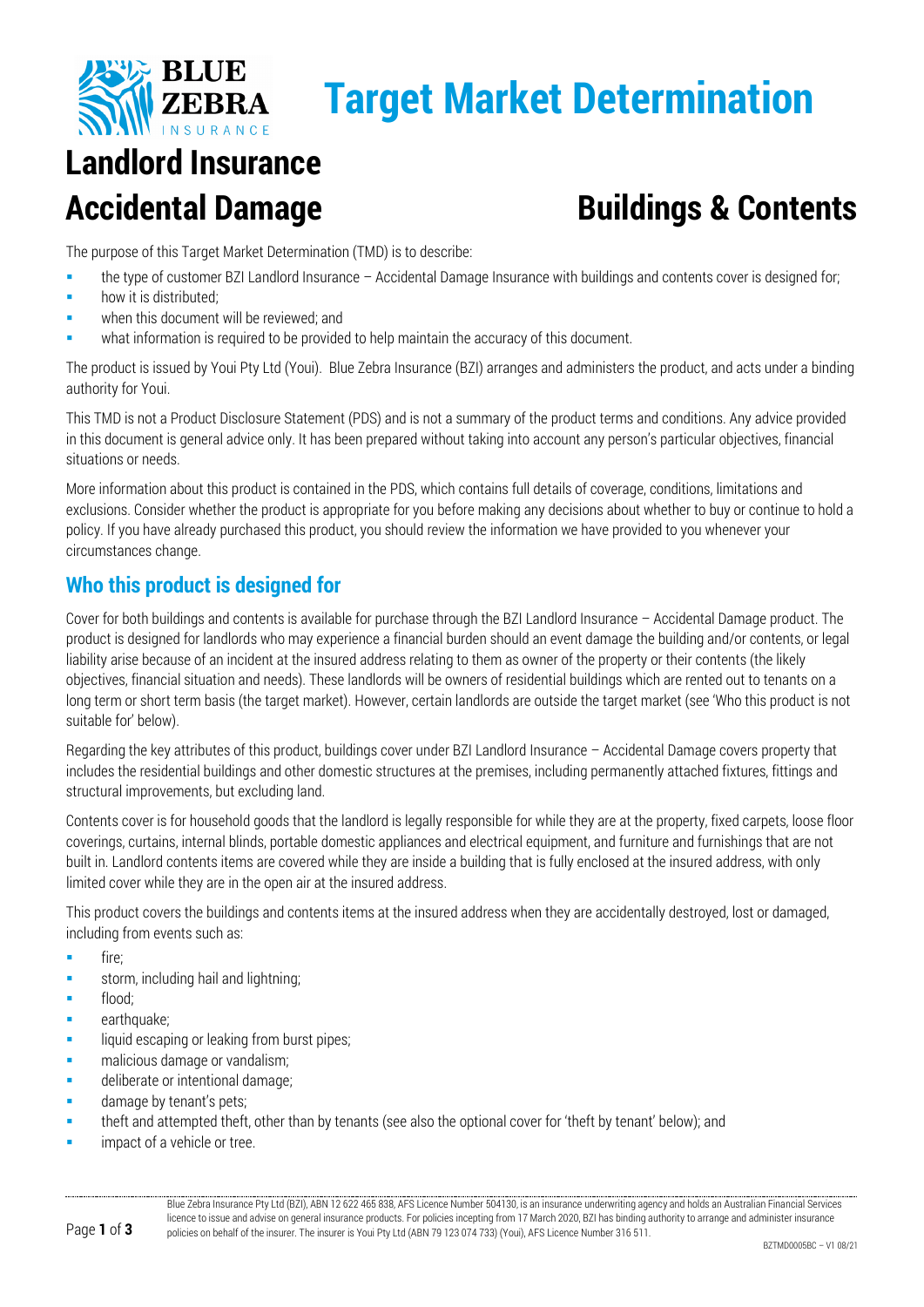# Target Market Determination

# Landlord Insurance

# Accidental Damage

# Buildings & Contents

The purpose of this Target Market Determination (TMD) is to describe:

- the type of customer BZI Landlord Insurance – Accidental Damage Insurance with buildings and contents cover is designed for;
- how it is distributed;
- when this document will be reviewed; and
- what information is required to be provided to help maintain the accuracy of this document.

The product is issued by Youi Pty Ltd (Youi). Blue Zebra Insurance (BZI) arranges and administers the product, and acts under a binding authority for Youi.

This TMD is not a Product Disclosure Statement (PDS) and is not a summary of the product terms and conditions. Any advice provided in this document is general advice only. It has been prepared without taking into account any person's particular objectives, financial situations or needs.

More information about this product is contained in the PDS, which contains full details of coverage, conditions, limitations and exclusions. Consider whether the product is appropriate for you before making any decisions about whether to buy or continue to hold a policy. If you have already purchased this product, you should review the information we have provided to you whenever your circumstances change.

## Who this product is designed for

Cover for both buildings and contents is available for purchase through the BZI Landlord Insurance – Accidental Damage product. The product is designed for landlords who may experience a financial burden should an event damage the building and/or contents, or legal liability arise because of an incident at the insured address relating to them as owner of the property or their contents (the likely objectives, financial situation and needs). These landlords will be owners of residential buildings which are rented out to tenants on a long term or short term basis (the target market). However, certain landlords are outside the target market (see 'Who this product is not suitable for' below).

Regarding the key attributes of this product, buildings cover under BZI Landlord Insurance – Accidental Damage covers property that includes the residential buildings and other domestic structures at the premises, including permanently attached fixtures, fittings and structural improvements, but excluding land.

Contents cover is for household goods that the landlord is legally responsible for while they are at the property, fixed carpets, loose floor coverings, curtains, internal blinds, portable domestic appliances and electrical equipment, and furniture and furnishings that are not built in. Landlord contents items are covered while they are inside a building that is fully enclosed at the insured address, with only limited cover while they are in the open air at the insured address.

This product covers the buildings and contents items at the insured address when they are accidentally destroyed, lost or damaged, including from events such as:

- fire;
- storm, including hail and lightning;
- flood;
- earthquake;
- liquid escaping or leaking from burst pipes;
- malicious damage or vandalism;
- deliberate or intentional damage;
- damage by tenant's pets;
- theft and attempted theft, other than by tenants (see also the optional cover for 'theft by tenant' below); and
- impact of a vehicle or tree.

Blue Zebra Insurance Pty Ltd (BZI), ABN 12 622 465 838, AFS Licence Number 504130, is an insurance underwriting agency and holds an Australian Financial Services licence to issue and advise on general insurance products. For policies incepting from 17 March 2020, BZI has binding authority to arrange and administer insurance policies on behalf of the insurer. The insurer is Youi Pty Ltd (ABN 79 123 074 733) (Youi), AFS Licence Number 316 511.

BZTMD0005BC – V1 08/21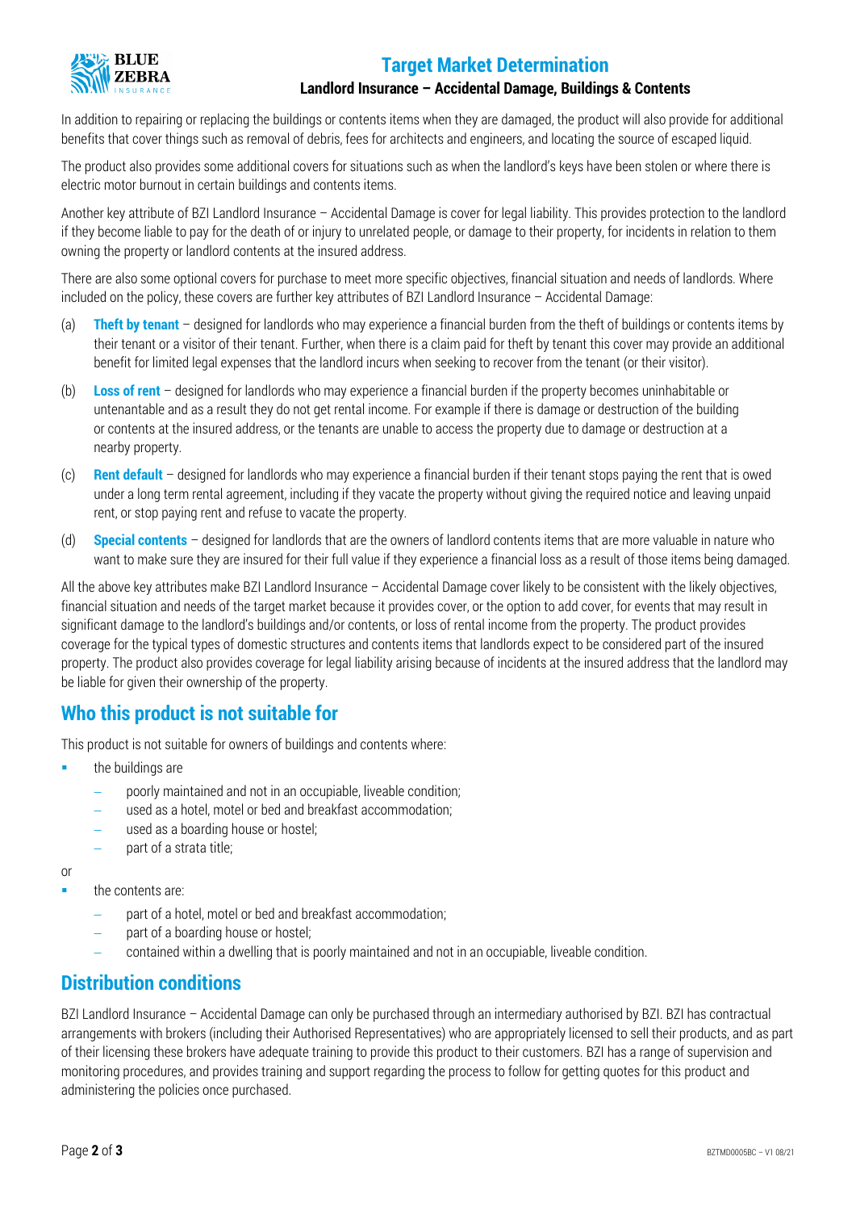In addition to repairing or replacing the buildings or contents items when they are damaged, the product will also provide for additional benefits that cover things such as removal of debris, fees for architects and engineers, and locating the source of escaped liquid.

The product also provides some additional covers for situations such as when the landlord's keys have been stolen or where there is electric motor burnout in certain buildings and contents items.

Another key attribute of BZI Landlord Insurance – Accidental Damage is cover for legal liability. This provides protection to the landlord if they become liable to pay for the death of or injury to unrelated people, or damage to their property, for incidents in relation to them owning the property or landlord contents at the insured address.

There are also some optional covers for purchase to meet more specific objectives, financial situation and needs of landlords. Where included on the policy, these covers are further key attributes of BZI Landlord Insurance – Accidental Damage:

(a) **Theft by tenant** – designed for landlords who may experience a financial burden from the theft of buildings or contents items by their tenant or a visitor of their tenant. Further, when there is a claim paid for theft by tenant this cover may provide an additional benefit for limited legal expenses that the landlord incurs when seeking to recover from the tenant (or their visitor).

(b) **Loss of rent** – designed for landlords who may experience a financial burden if the property becomes uninhabitable or untenantable and as a result they do not get rental income. For example if there is damage or destruction of the building or contents at the insured address, or the tenants are unable to access the property due to damage or destruction at a nearby property.

(c) **Rent default** – designed for landlords who may experience a financial burden if their tenant stops paying the rent that is owed under a long term rental agreement, including if they vacate the property without giving the required notice and leaving unpaid rent, or stop paying rent and refuse to vacate the property.

(d) **Special contents** – designed for landlords that are the owners of landlord contents items that are more valuable in nature who want to make sure they are insured for their full value if they experience a financial loss as a result of those items being damaged.

All the above key attributes make BZI Landlord Insurance – Accidental Damage cover likely to be consistent with the likely objectives, financial situation and needs of the target market because it provides cover, or the option to add cover, for events that may result in significant damage to the landlord's buildings and/or contents, or loss of rental income from the property. The product provides coverage for the typical types of domestic structures and contents items that landlords expect to be considered part of the insured property. The product also provides coverage for legal liability arising because of incidents at the insured address that the landlord may be liable for given their ownership of the property.

## Who this product is not suitable for

This product is not suitable for owners of buildings and contents where:

- the buildings are
  - poorly maintained and not in an occupiable, liveable condition;
  - used as a hotel, motel or bed and breakfast accommodation;
  - used as a boarding house or hostel;
  - part of a strata title;

or

- the contents are:
  - part of a hotel, motel or bed and breakfast accommodation;
  - part of a boarding house or hostel;
  - contained within a dwelling that is poorly maintained and not in an occupiable, liveable condition.

## Distribution conditions

BZI Landlord Insurance – Accidental Damage can only be purchased through an intermediary authorised by BZI. BZI has contractual arrangements with brokers (including their Authorised Representatives) who are appropriately licensed to sell their products, and as part of their licensing these brokers have adequate training to provide this product to their customers. BZI has a range of supervision and monitoring procedures, and provides training and support regarding the process to follow for getting quotes for this product and administering the policies once purchased.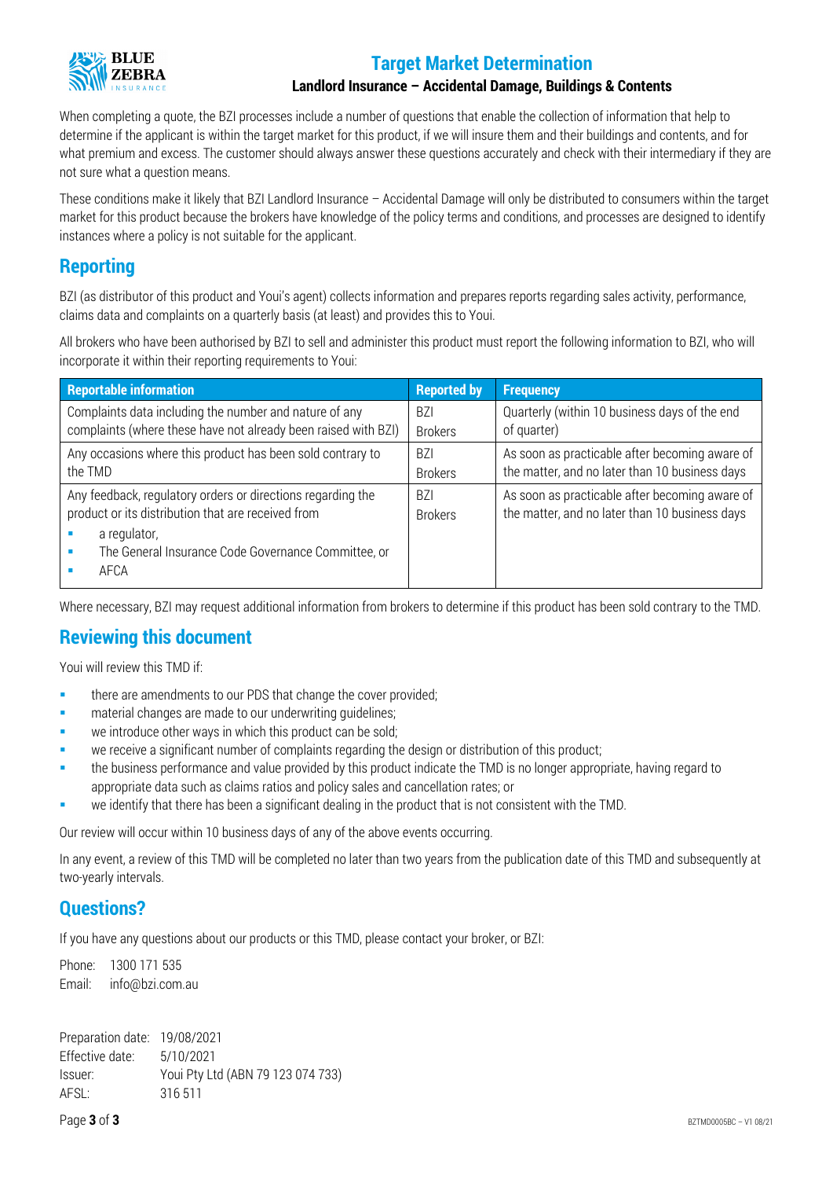When completing a quote, the BZI processes include a number of questions that enable the collection of information that help to determine if the applicant is within the target market for this product, if we will insure them and their buildings and contents, and for what premium and excess. The customer should always answer these questions accurately and check with their intermediary if they are not sure what a question means.

These conditions make it likely that BZI Landlord Insurance – Accidental Damage will only be distributed to consumers within the target market for this product because the brokers have knowledge of the policy terms and conditions, and processes are designed to identify instances where a policy is not suitable for the applicant.

## Reporting

BZI (as distributor of this product and Youi's agent) collects information and prepares reports regarding sales activity, performance, claims data and complaints on a quarterly basis (at least) and provides this to Youi.

All brokers who have been authorised by BZI to sell and administer this product must report the following information to BZI, who will incorporate it within their reporting requirements to Youi:

| Reportable information | Reported by | Frequency |
|---|---|---|
| Complaints data including the number and nature of any complaints (where these have not already been raised with BZI) | BZI<br>Brokers | Quarterly (within 10 business days of the end of quarter) |
| Any occasions where this product has been sold contrary to the TMD | BZI<br>Brokers | As soon as practicable after becoming aware of the matter, and no later than 10 business days |
| Any feedback, regulatory orders or directions regarding the product or its distribution that are received from<br>▪ a regulator,<br>▪ The General Insurance Code Governance Committee, or<br>▪ AFCA | BZI<br>Brokers | As soon as practicable after becoming aware of the matter, and no later than 10 business days |

Where necessary, BZI may request additional information from brokers to determine if this product has been sold contrary to the TMD.

## Reviewing this document

Youi will review this TMD if:

- there are amendments to our PDS that change the cover provided;
- material changes are made to our underwriting guidelines;
- we introduce other ways in which this product can be sold;
- we receive a significant number of complaints regarding the design or distribution of this product;
- the business performance and value provided by this product indicate the TMD is no longer appropriate, having regard to appropriate data such as claims ratios and policy sales and cancellation rates; or
- we identify that there has been a significant dealing in the product that is not consistent with the TMD.

Our review will occur within 10 business days of any of the above events occurring.

In any event, a review of this TMD will be completed no later than two years from the publication date of this TMD and subsequently at two-yearly intervals.

## Questions?

If you have any questions about our products or this TMD, please contact your broker, or BZI:

Phone: 1300 171 535
Email: info@bzi.com.au

Preparation date: 19/08/2021
Effective date: 5/10/2021
Issuer: Youi Pty Ltd (ABN 79 123 074 733)
AFSL: 316 511

BZTMD0005BC – V1 08/21